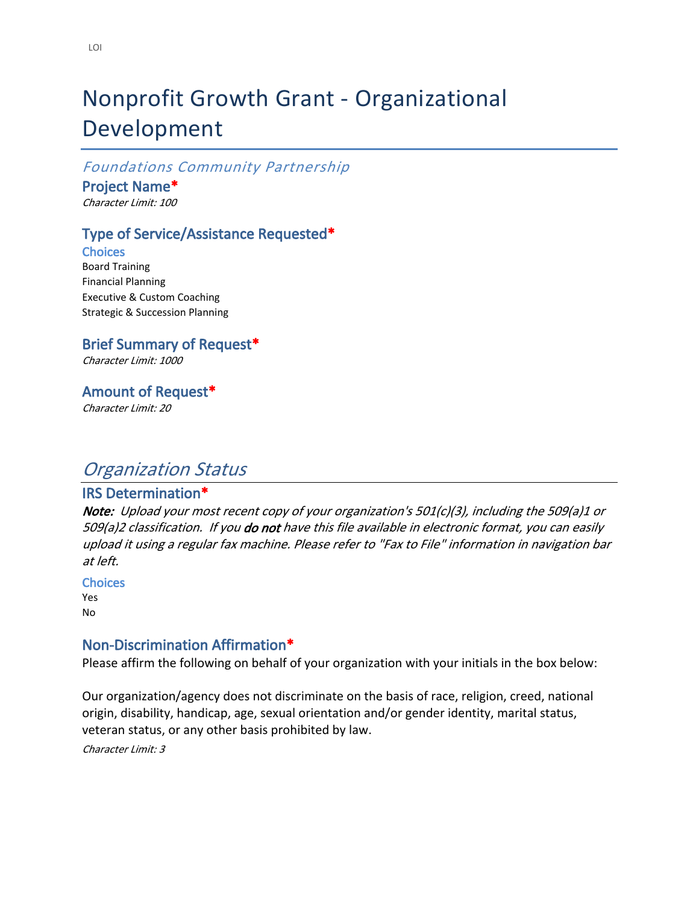LOI

# Nonprofit Growth Grant - Organizational Development

*Foundations Community Partnership*

### Project Name*

*Character Limit: 100*

### Type of Service/Assistance Requested*

**Choices**

Board Training
Financial Planning
Executive & Custom Coaching
Strategic & Succession Planning

### Brief Summary of Request*

*Character Limit: 1000*

### Amount of Request*

*Character Limit: 20*

## *Organization Status*

### IRS Determination*

***Note:*** *Upload your most recent copy of your organization's 501(c)(3), including the 509(a)1 or 509(a)2 classification. If you* **do not** *have this file available in electronic format, you can easily upload it using a regular fax machine. Please refer to "Fax to File" information in navigation bar at left.*

**Choices**

Yes
No

### Non-Discrimination Affirmation*

Please affirm the following on behalf of your organization with your initials in the box below:

Our organization/agency does not discriminate on the basis of race, religion, creed, national origin, disability, handicap, age, sexual orientation and/or gender identity, marital status, veteran status, or any other basis prohibited by law.

*Character Limit: 3*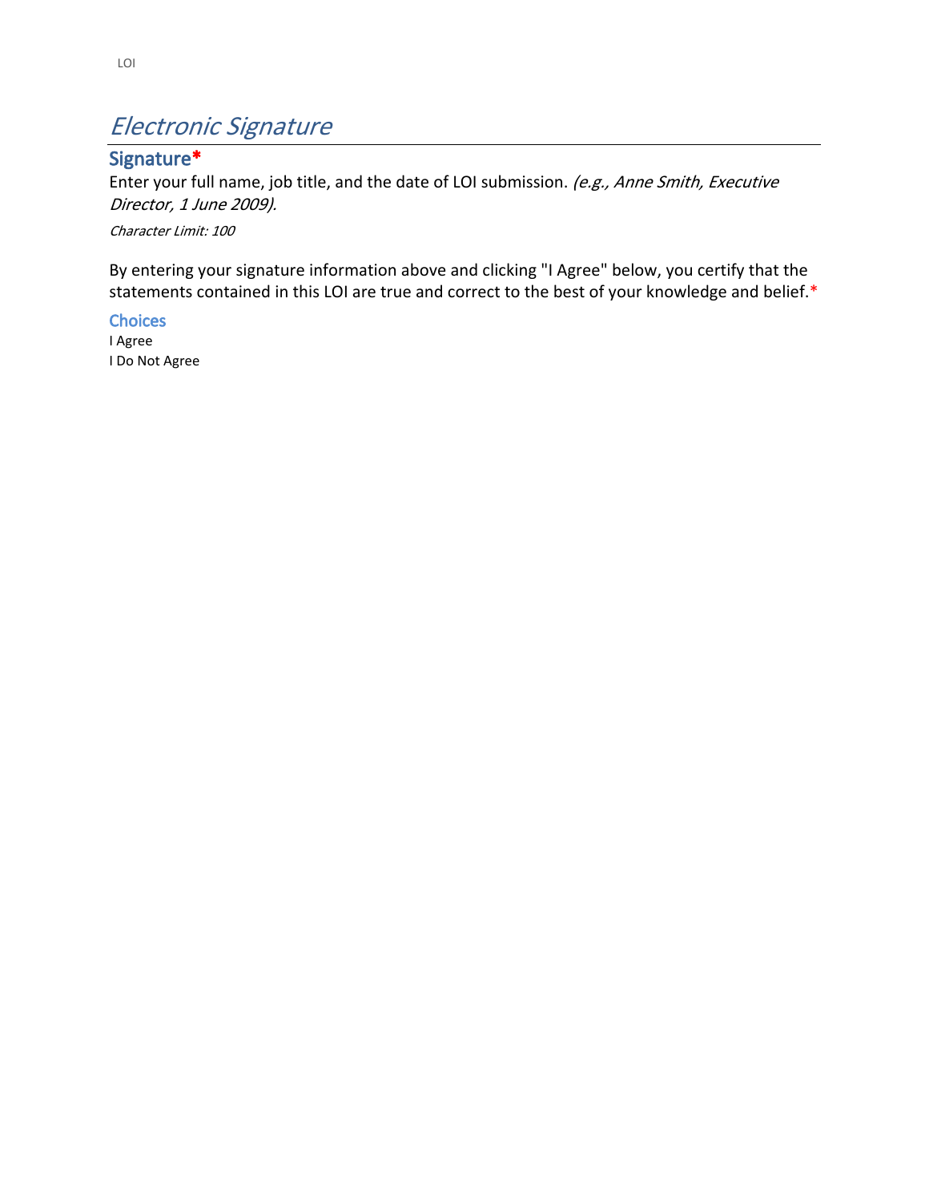# *Electronic Signature*

## Signature*

Enter your full name, job title, and the date of LOI submission. *(e.g., Anne Smith, Executive Director, 1 June 2009).*

*Character Limit: 100*

By entering your signature information above and clicking "I Agree" below, you certify that the statements contained in this LOI are true and correct to the best of your knowledge and belief.*

### Choices

I Agree
I Do Not Agree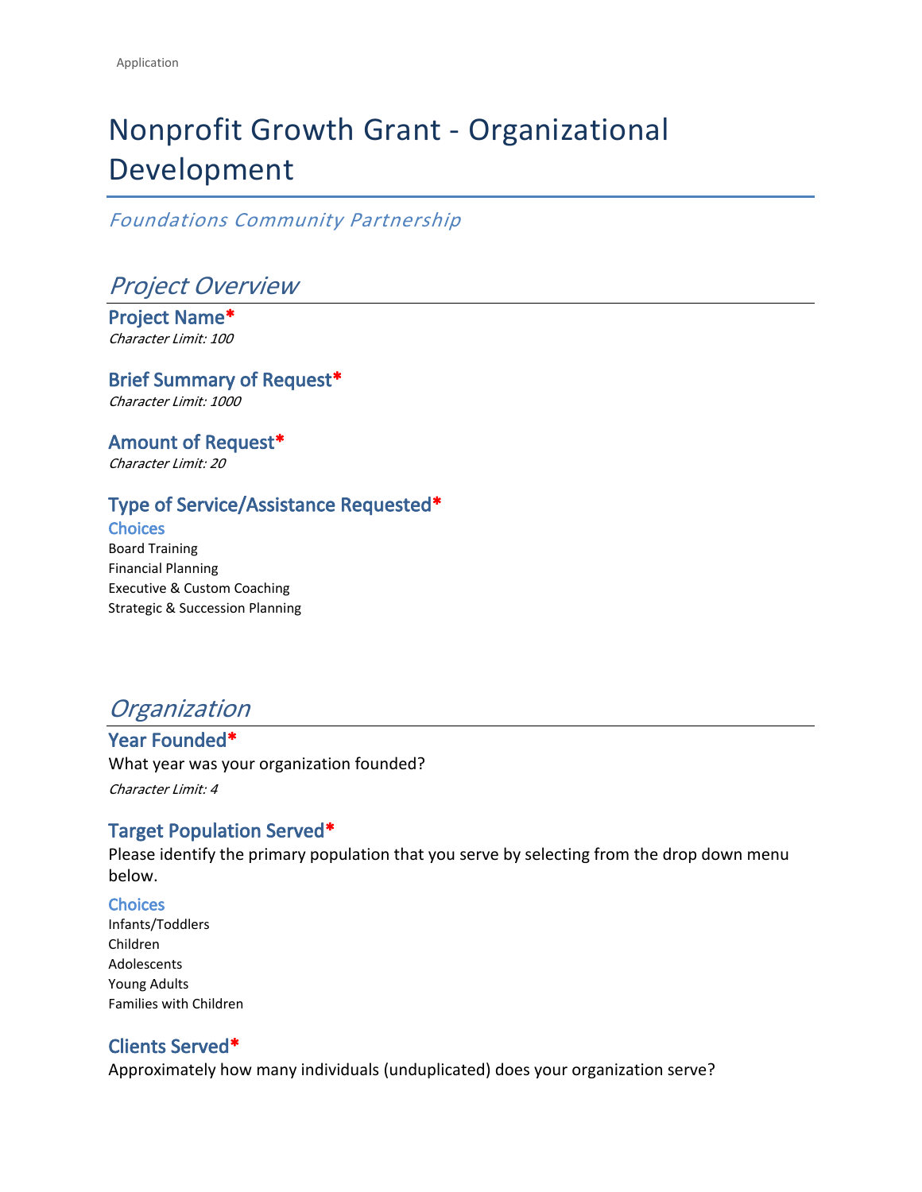# Nonprofit Growth Grant - Organizational Development

*Foundations Community Partnership*

## *Project Overview*

### Project Name*
*Character Limit: 100*

### Brief Summary of Request*
*Character Limit: 1000*

### Amount of Request*
*Character Limit: 20*

### Type of Service/Assistance Requested*

**Choices**

Board Training
Financial Planning
Executive & Custom Coaching
Strategic & Succession Planning

## *Organization*

### Year Founded*
What year was your organization founded?

*Character Limit: 4*

### Target Population Served*
Please identify the primary population that you serve by selecting from the drop down menu below.

**Choices**

Infants/Toddlers
Children
Adolescents
Young Adults
Families with Children

### Clients Served*
Approximately how many individuals (unduplicated) does your organization serve?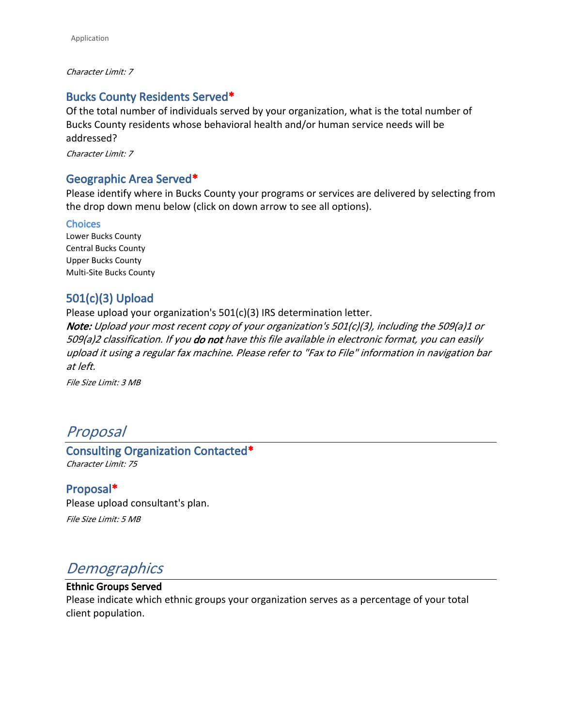*Character Limit: 7*

### Bucks County Residents Served*

Of the total number of individuals served by your organization, what is the total number of Bucks County residents whose behavioral health and/or human service needs will be addressed?

*Character Limit: 7*

### Geographic Area Served*

Please identify where in Bucks County your programs or services are delivered by selecting from the drop down menu below (click on down arrow to see all options).

#### Choices

Lower Bucks County
Central Bucks County
Upper Bucks County
Multi-Site Bucks County

### 501(c)(3) Upload

Please upload your organization's 501(c)(3) IRS determination letter.

***Note:*** *Upload your most recent copy of your organization's 501(c)(3), including the 509(a)1 or 509(a)2 classification. If you **do not** have this file available in electronic format, you can easily upload it using a regular fax machine. Please refer to "Fax to File" information in navigation bar at left.*

*File Size Limit: 3 MB*

## *Proposal*

### Consulting Organization Contacted*

*Character Limit: 75*

### Proposal*

Please upload consultant's plan.

*File Size Limit: 5 MB*

## *Demographics*

**Ethnic Groups Served**

Please indicate which ethnic groups your organization serves as a percentage of your total client population.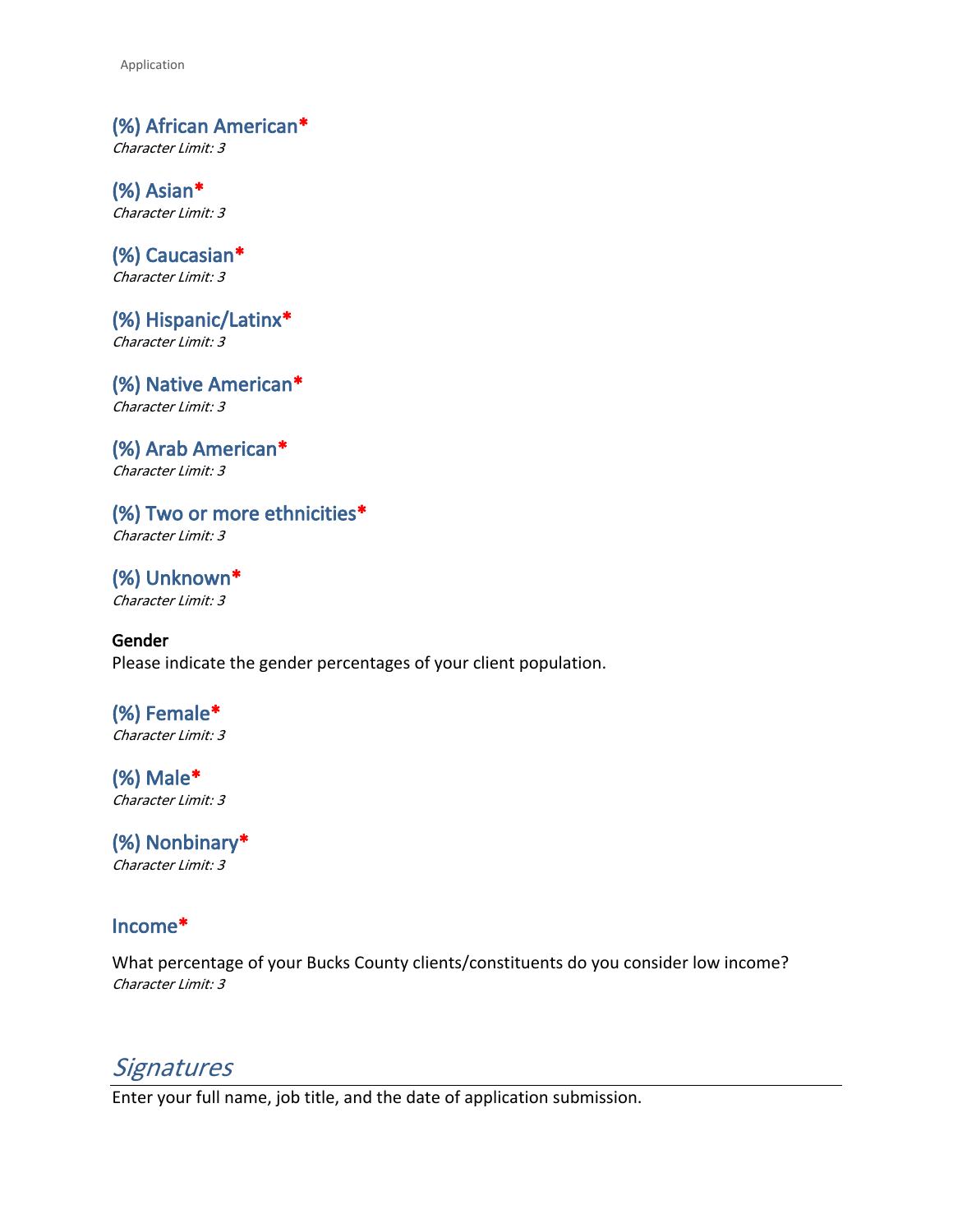### (%) African American*
*Character Limit: 3*

### (%) Asian*
*Character Limit: 3*

### (%) Caucasian*
*Character Limit: 3*

### (%) Hispanic/Latinx*
*Character Limit: 3*

### (%) Native American*
*Character Limit: 3*

### (%) Arab American*
*Character Limit: 3*

### (%) Two or more ethnicities*
*Character Limit: 3*

### (%) Unknown*
*Character Limit: 3*

**Gender**

Please indicate the gender percentages of your client population.

### (%) Female*
*Character Limit: 3*

### (%) Male*
*Character Limit: 3*

### (%) Nonbinary*
*Character Limit: 3*

### Income*

What percentage of your Bucks County clients/constituents do you consider low income?

*Character Limit: 3*

## *Signatures*

Enter your full name, job title, and the date of application submission.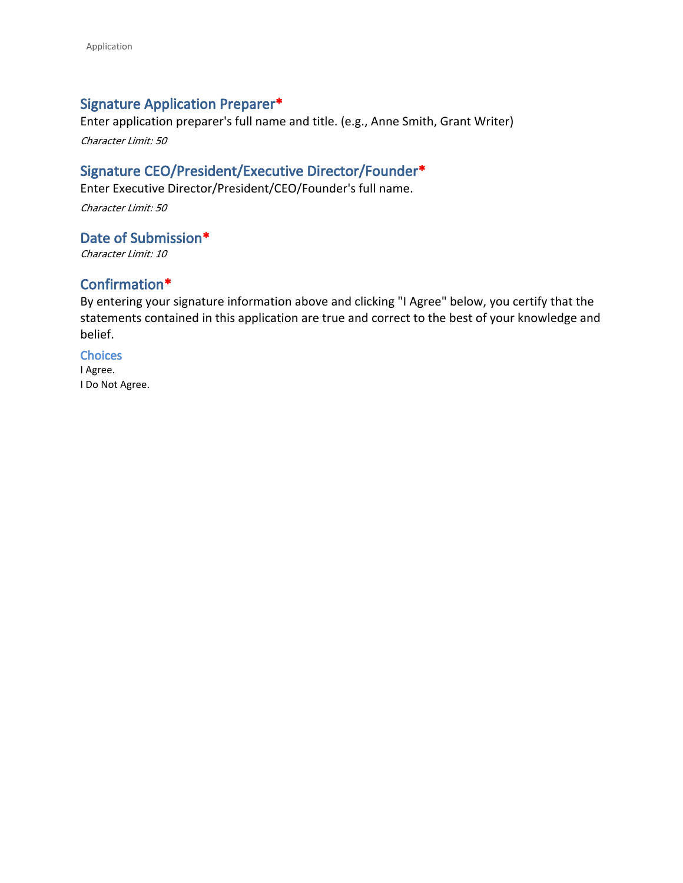## Signature Application Preparer*

Enter application preparer's full name and title. (e.g., Anne Smith, Grant Writer)

*Character Limit: 50*

## Signature CEO/President/Executive Director/Founder*

Enter Executive Director/President/CEO/Founder's full name.

*Character Limit: 50*

## Date of Submission*

*Character Limit: 10*

## Confirmation*

By entering your signature information above and clicking "I Agree" below, you certify that the statements contained in this application are true and correct to the best of your knowledge and belief.

### Choices

I Agree.
I Do Not Agree.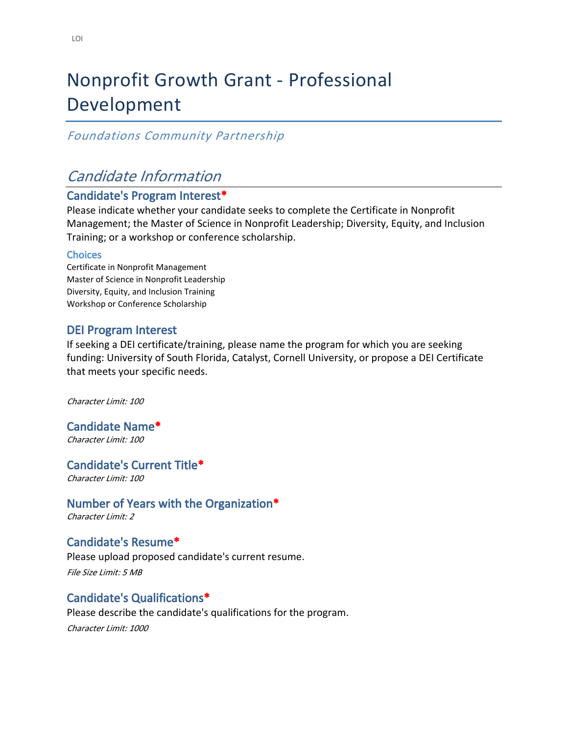# Nonprofit Growth Grant - Professional Development

*Foundations Community Partnership*

## *Candidate Information*

### Candidate's Program Interest*

Please indicate whether your candidate seeks to complete the Certificate in Nonprofit Management; the Master of Science in Nonprofit Leadership; Diversity, Equity, and Inclusion Training; or a workshop or conference scholarship.

#### Choices

Certificate in Nonprofit Management
Master of Science in Nonprofit Leadership
Diversity, Equity, and Inclusion Training
Workshop or Conference Scholarship

### DEI Program Interest

If seeking a DEI certificate/training, please name the program for which you are seeking funding: University of South Florida, Catalyst, Cornell University, or propose a DEI Certificate that meets your specific needs.

*Character Limit: 100*

### Candidate Name*

*Character Limit: 100*

### Candidate's Current Title*

*Character Limit: 100*

### Number of Years with the Organization*

*Character Limit: 2*

### Candidate's Resume*

Please upload proposed candidate's current resume.

*File Size Limit: 5 MB*

### Candidate's Qualifications*

Please describe the candidate's qualifications for the program.

*Character Limit: 1000*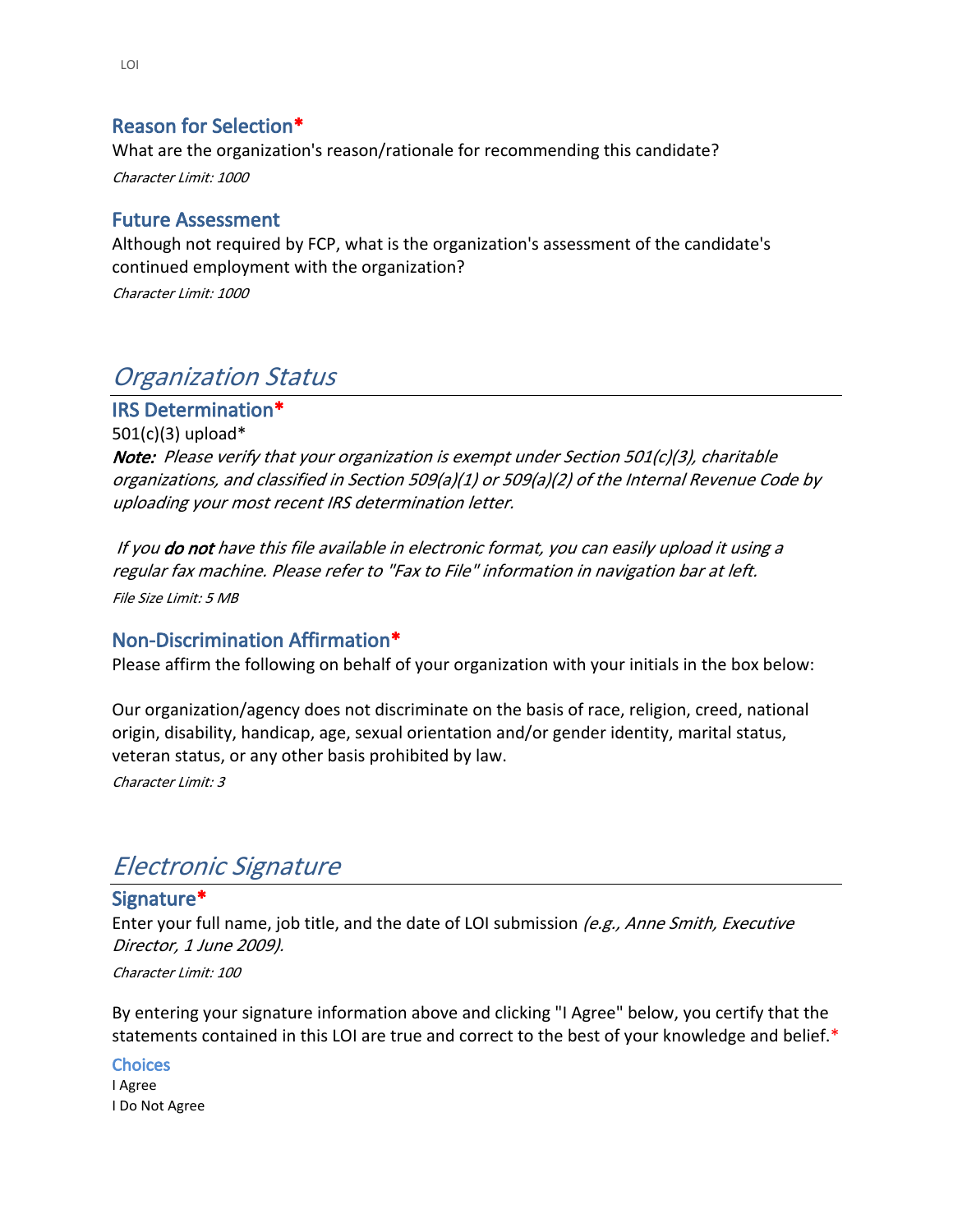### Reason for Selection*

What are the organization's reason/rationale for recommending this candidate?

*Character Limit: 1000*

### Future Assessment

Although not required by FCP, what is the organization's assessment of the candidate's continued employment with the organization?

*Character Limit: 1000*

## *Organization Status*

### IRS Determination*

501(c)(3) upload*

***Note:*** *Please verify that your organization is exempt under Section 501(c)(3), charitable organizations, and classified in Section 509(a)(1) or 509(a)(2) of the Internal Revenue Code by uploading your most recent IRS determination letter.*

*If you* ***do not*** *have this file available in electronic format, you can easily upload it using a regular fax machine. Please refer to "Fax to File" information in navigation bar at left.*

*File Size Limit: 5 MB*

### Non-Discrimination Affirmation*

Please affirm the following on behalf of your organization with your initials in the box below:

Our organization/agency does not discriminate on the basis of race, religion, creed, national origin, disability, handicap, age, sexual orientation and/or gender identity, marital status, veteran status, or any other basis prohibited by law.

*Character Limit: 3*

## *Electronic Signature*

### Signature*

Enter your full name, job title, and the date of LOI submission *(e.g., Anne Smith, Executive Director, 1 June 2009).*

*Character Limit: 100*

By entering your signature information above and clicking "I Agree" below, you certify that the statements contained in this LOI are true and correct to the best of your knowledge and belief.*

**Choices**

I Agree
I Do Not Agree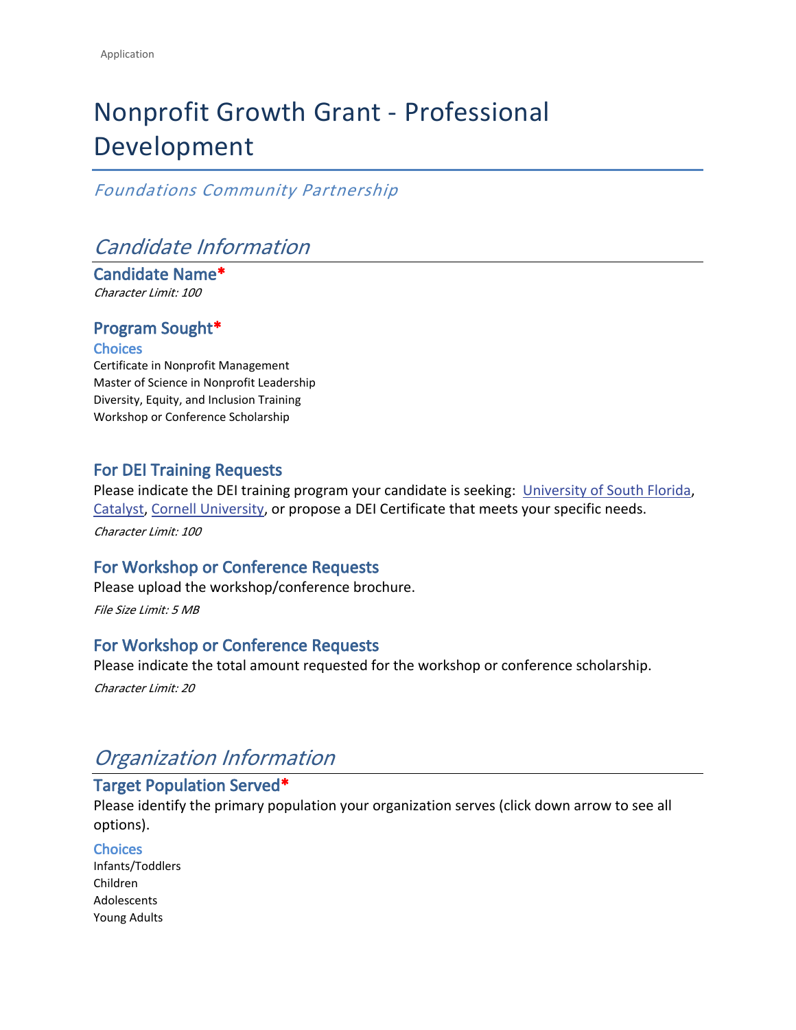# Nonprofit Growth Grant - Professional Development

*Foundations Community Partnership*

## *Candidate Information*

### Candidate Name*

*Character Limit: 100*

### Program Sought*

**Choices**

Certificate in Nonprofit Management
Master of Science in Nonprofit Leadership
Diversity, Equity, and Inclusion Training
Workshop or Conference Scholarship

### For DEI Training Requests

Please indicate the DEI training program your candidate is seeking: University of South Florida, Catalyst, Cornell University, or propose a DEI Certificate that meets your specific needs.

*Character Limit: 100*

### For Workshop or Conference Requests

Please upload the workshop/conference brochure.

*File Size Limit: 5 MB*

### For Workshop or Conference Requests

Please indicate the total amount requested for the workshop or conference scholarship.

*Character Limit: 20*

## *Organization Information*

### Target Population Served*

Please identify the primary population your organization serves (click down arrow to see all options).

**Choices**

Infants/Toddlers
Children
Adolescents
Young Adults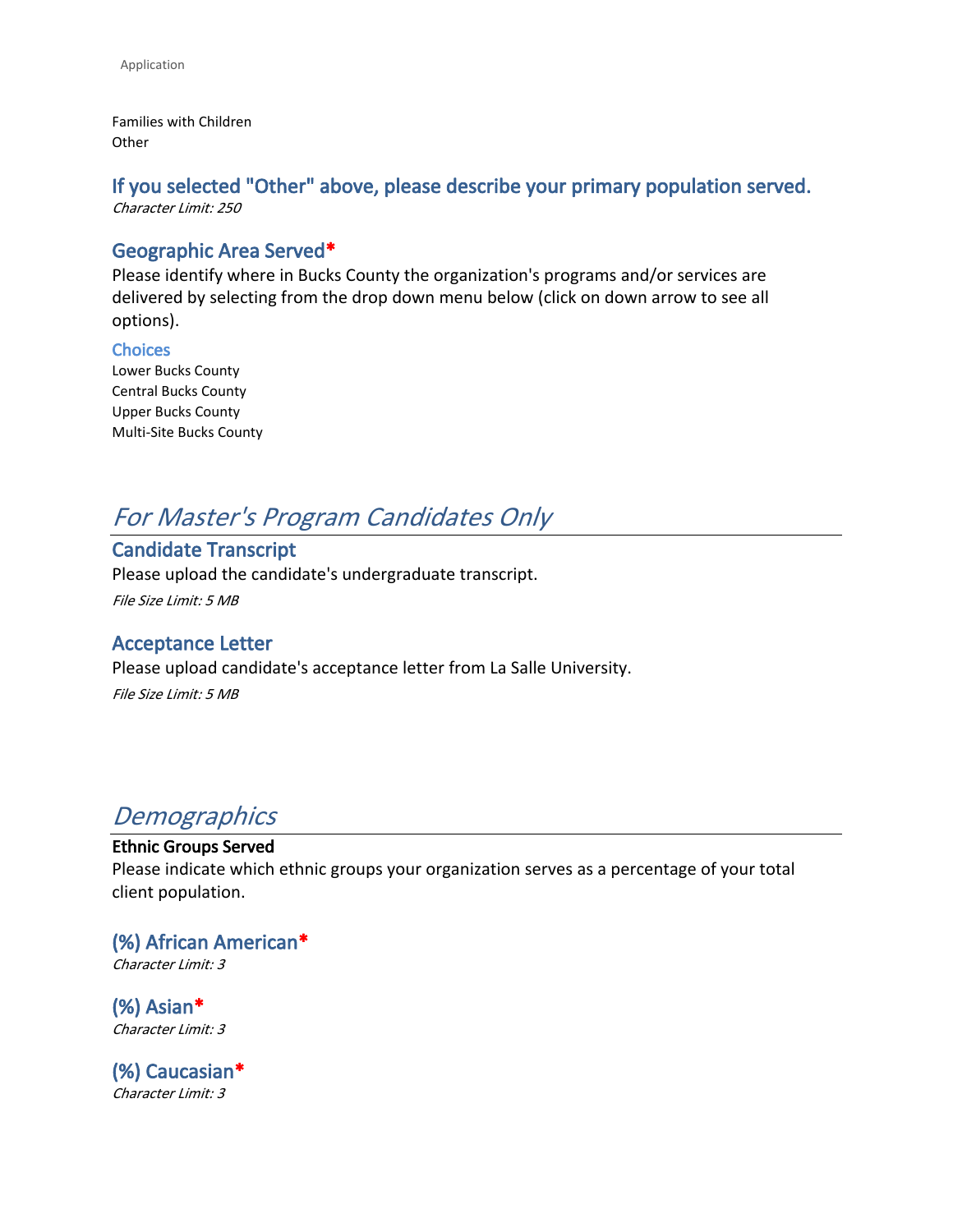Families with Children
Other

### If you selected "Other" above, please describe your primary population served.
*Character Limit: 250*

### Geographic Area Served*
Please identify where in Bucks County the organization's programs and/or services are delivered by selecting from the drop down menu below (click on down arrow to see all options).

**Choices**
Lower Bucks County
Central Bucks County
Upper Bucks County
Multi-Site Bucks County

## *For Master's Program Candidates Only*

### Candidate Transcript
Please upload the candidate's undergraduate transcript.
*File Size Limit: 5 MB*

### Acceptance Letter
Please upload candidate's acceptance letter from La Salle University.
*File Size Limit: 5 MB*

## *Demographics*

**Ethnic Groups Served**
Please indicate which ethnic groups your organization serves as a percentage of your total client population.

### (%) African American*
*Character Limit: 3*

### (%) Asian*
*Character Limit: 3*

### (%) Caucasian*
*Character Limit: 3*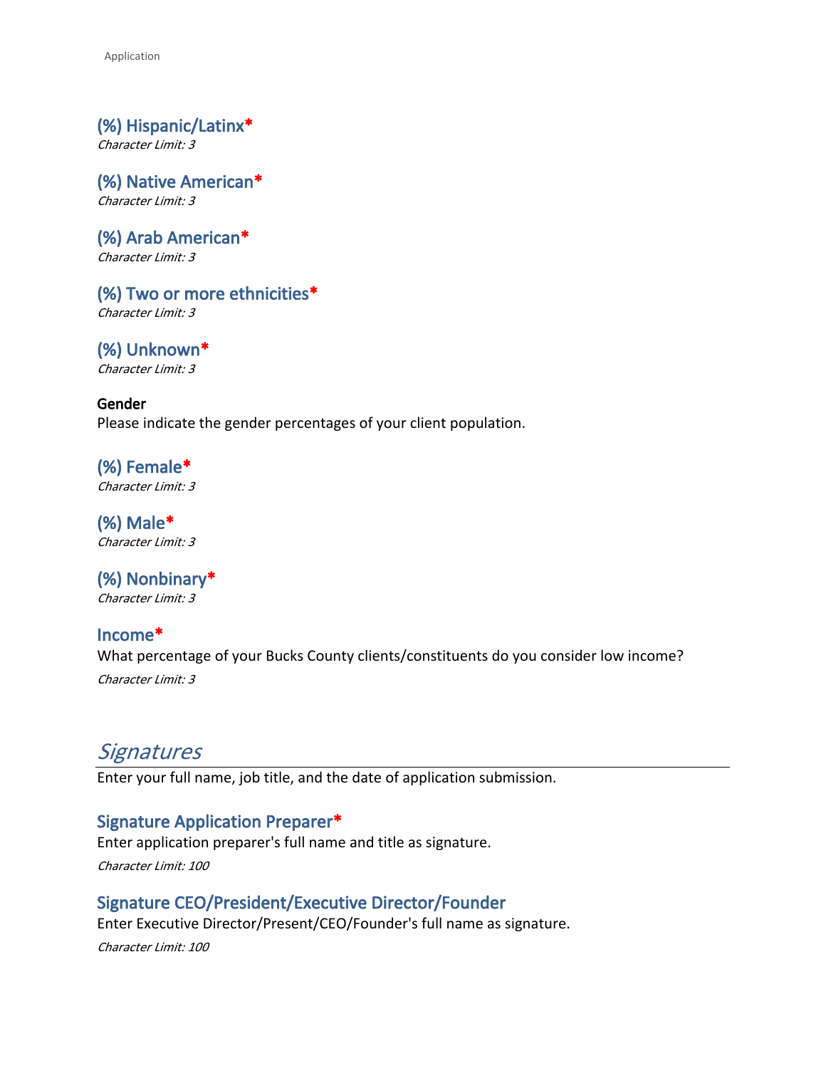### (%) Hispanic/Latinx*
*Character Limit: 3*

### (%) Native American*
*Character Limit: 3*

### (%) Arab American*
*Character Limit: 3*

### (%) Two or more ethnicities*
*Character Limit: 3*

### (%) Unknown*
*Character Limit: 3*

**Gender**

Please indicate the gender percentages of your client population.

### (%) Female*
*Character Limit: 3*

### (%) Male*
*Character Limit: 3*

### (%) Nonbinary*
*Character Limit: 3*

### Income*
What percentage of your Bucks County clients/constituents do you consider low income?

*Character Limit: 3*

## *Signatures*

Enter your full name, job title, and the date of application submission.

### Signature Application Preparer*
Enter application preparer's full name and title as signature.

*Character Limit: 100*

### Signature CEO/President/Executive Director/Founder
Enter Executive Director/Present/CEO/Founder's full name as signature.

*Character Limit: 100*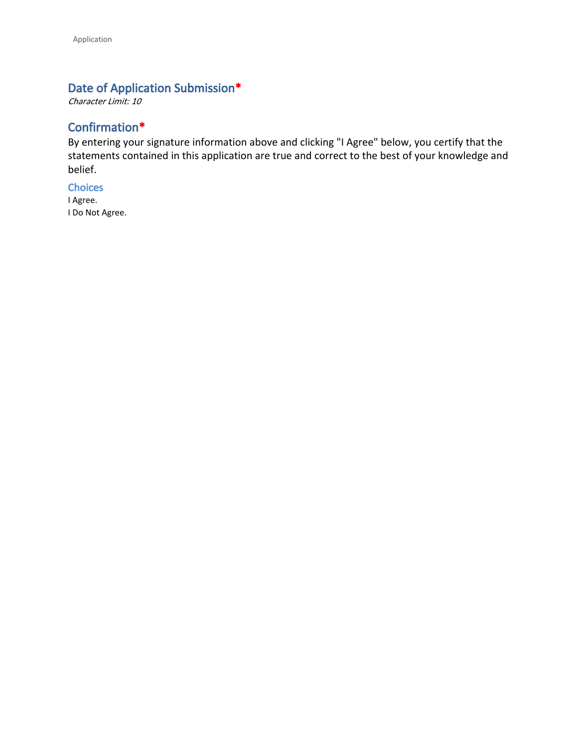## Date of Application Submission*

*Character Limit: 10*

## Confirmation*

By entering your signature information above and clicking "I Agree" below, you certify that the statements contained in this application are true and correct to the best of your knowledge and belief.

### Choices

I Agree.
I Do Not Agree.